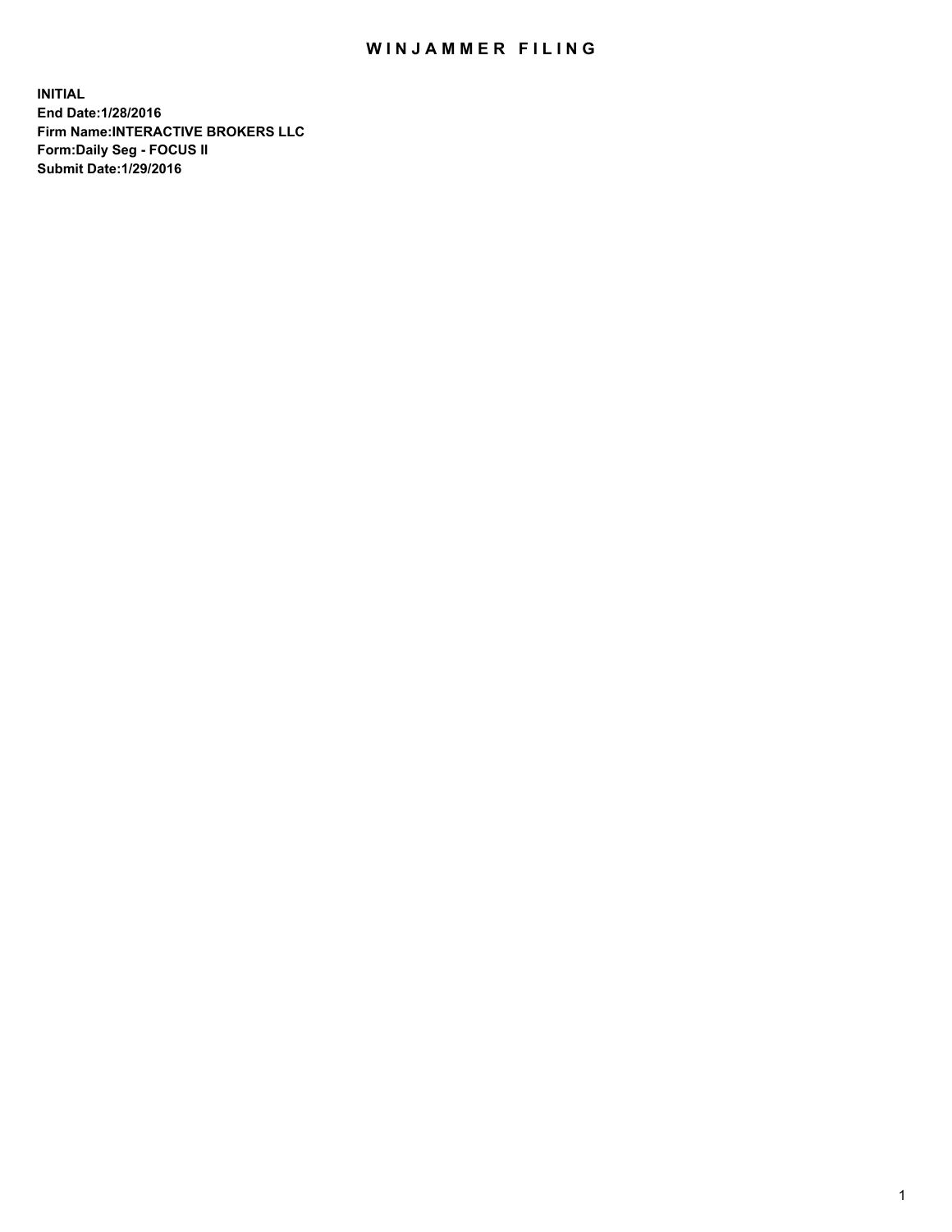# WINJAMMER FILING

**INITIAL**
**End Date:1/28/2016**
**Firm Name:INTERACTIVE BROKERS LLC**
**Form:Daily Seg - FOCUS II**
**Submit Date:1/29/2016**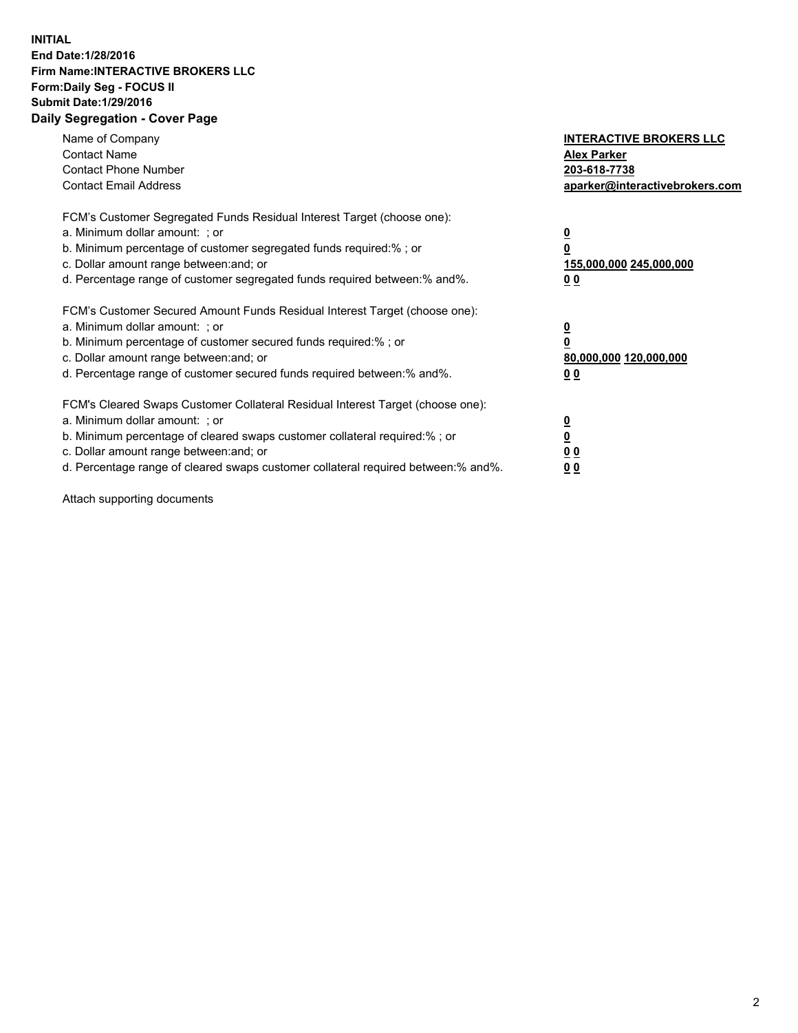**INITIAL**
**End Date:1/28/2016**
**Firm Name:INTERACTIVE BROKERS LLC**
**Form:Daily Seg - FOCUS II**
**Submit Date:1/29/2016**

## Daily Segregation - Cover Page

| | |
|---|---|
| Name of Company | **INTERACTIVE BROKERS LLC** |
| Contact Name | **Alex Parker** |
| Contact Phone Number | **203-618-7738** |
| Contact Email Address | **aparker@interactivebrokers.com** |

| | |
|---|---|
| FCM's Customer Segregated Funds Residual Interest Target (choose one): | |
| a. Minimum dollar amount: ; or | **0** |
| b. Minimum percentage of customer segregated funds required:% ; or | **0** |
| c. Dollar amount range between:and; or | **155,000,000 245,000,000** |
| d. Percentage range of customer segregated funds required between:% and%. | **0 0** |
| FCM's Customer Secured Amount Funds Residual Interest Target (choose one): | |
| a. Minimum dollar amount: ; or | **0** |
| b. Minimum percentage of customer secured funds required:% ; or | **0** |
| c. Dollar amount range between:and; or | **80,000,000 120,000,000** |
| d. Percentage range of customer secured funds required between:% and%. | **0 0** |
| FCM's Cleared Swaps Customer Collateral Residual Interest Target (choose one): | |
| a. Minimum dollar amount: ; or | **0** |
| b. Minimum percentage of cleared swaps customer collateral required:% ; or | **0** |
| c. Dollar amount range between:and; or | **0 0** |
| d. Percentage range of cleared swaps customer collateral required between:% and%. | **0 0** |

Attach supporting documents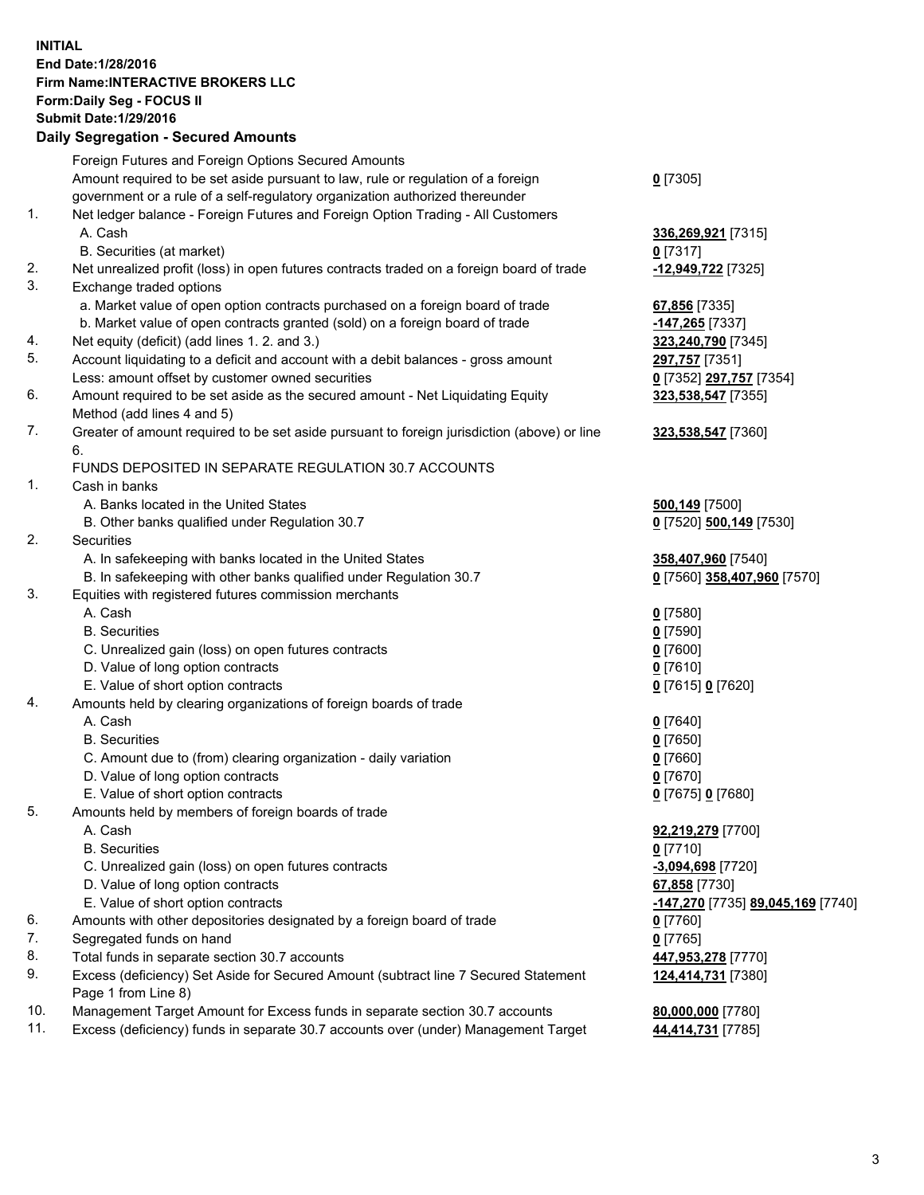**INITIAL**
**End Date:1/28/2016**
**Firm Name:INTERACTIVE BROKERS LLC**
**Form:Daily Seg - FOCUS II**
**Submit Date:1/29/2016**

## Daily Segregation - Secured Amounts

| | | |
|---|---|---|
| | Foreign Futures and Foreign Options Secured Amounts | |
| | Amount required to be set aside pursuant to law, rule or regulation of a foreign government or a rule of a self-regulatory organization authorized thereunder | **0** [7305] |
| 1. | Net ledger balance - Foreign Futures and Foreign Option Trading - All Customers | |
| | A. Cash | **336,269,921** [7315] |
| | B. Securities (at market) | **0** [7317] |
| 2. | Net unrealized profit (loss) in open futures contracts traded on a foreign board of trade | **-12,949,722** [7325] |
| 3. | Exchange traded options | |
| | a. Market value of open option contracts purchased on a foreign board of trade | **67,856** [7335] |
| | b. Market value of open contracts granted (sold) on a foreign board of trade | **-147,265** [7337] |
| 4. | Net equity (deficit) (add lines 1. 2. and 3.) | **323,240,790** [7345] |
| 5. | Account liquidating to a deficit and account with a debit balances - gross amount | **297,757** [7351] |
| | Less: amount offset by customer owned securities | **0** [7352] **297,757** [7354] |
| 6. | Amount required to be set aside as the secured amount - Net Liquidating Equity Method (add lines 4 and 5) | **323,538,547** [7355] |
| 7. | Greater of amount required to be set aside pursuant to foreign jurisdiction (above) or line 6. | **323,538,547** [7360] |
| | FUNDS DEPOSITED IN SEPARATE REGULATION 30.7 ACCOUNTS | |
| 1. | Cash in banks | |
| | A. Banks located in the United States | **500,149** [7500] |
| | B. Other banks qualified under Regulation 30.7 | **0** [7520] **500,149** [7530] |
| 2. | Securities | |
| | A. In safekeeping with banks located in the United States | **358,407,960** [7540] |
| | B. In safekeeping with other banks qualified under Regulation 30.7 | **0** [7560] **358,407,960** [7570] |
| 3. | Equities with registered futures commission merchants | |
| | A. Cash | **0** [7580] |
| | B. Securities | **0** [7590] |
| | C. Unrealized gain (loss) on open futures contracts | **0** [7600] |
| | D. Value of long option contracts | **0** [7610] |
| | E. Value of short option contracts | **0** [7615] **0** [7620] |
| 4. | Amounts held by clearing organizations of foreign boards of trade | |
| | A. Cash | **0** [7640] |
| | B. Securities | **0** [7650] |
| | C. Amount due to (from) clearing organization - daily variation | **0** [7660] |
| | D. Value of long option contracts | **0** [7670] |
| | E. Value of short option contracts | **0** [7675] **0** [7680] |
| 5. | Amounts held by members of foreign boards of trade | |
| | A. Cash | **92,219,279** [7700] |
| | B. Securities | **0** [7710] |
| | C. Unrealized gain (loss) on open futures contracts | **-3,094,698** [7720] |
| | D. Value of long option contracts | **67,858** [7730] |
| | E. Value of short option contracts | **-147,270** [7735] **89,045,169** [7740] |
| 6. | Amounts with other depositories designated by a foreign board of trade | **0** [7760] |
| 7. | Segregated funds on hand | **0** [7765] |
| 8. | Total funds in separate section 30.7 accounts | **447,953,278** [7770] |
| 9. | Excess (deficiency) Set Aside for Secured Amount (subtract line 7 Secured Statement Page 1 from Line 8) | **124,414,731** [7380] |
| 10. | Management Target Amount for Excess funds in separate section 30.7 accounts | **80,000,000** [7780] |
| 11. | Excess (deficiency) funds in separate 30.7 accounts over (under) Management Target | **44,414,731** [7785] |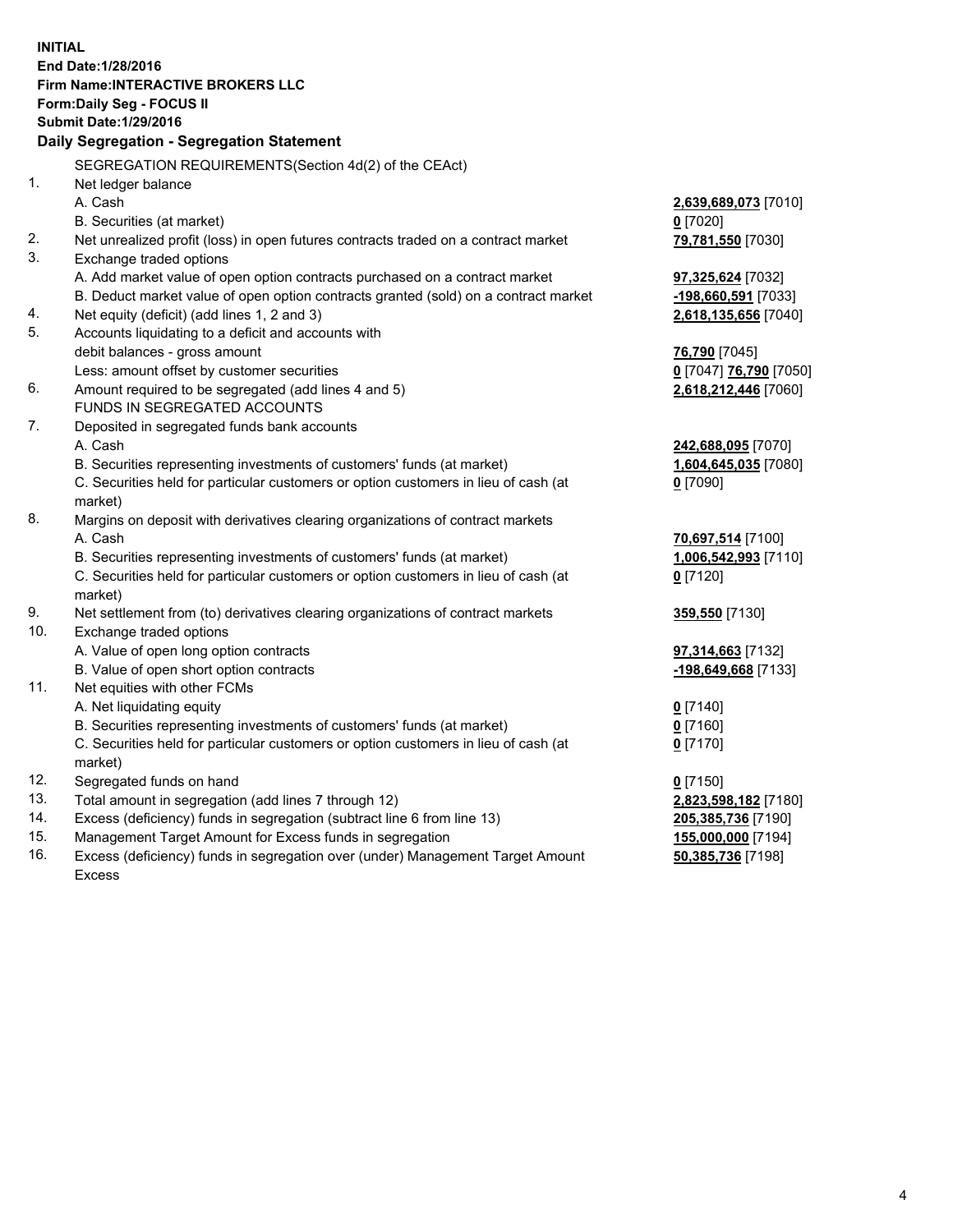**INITIAL**
**End Date:1/28/2016**
**Firm Name:INTERACTIVE BROKERS LLC**
**Form:Daily Seg - FOCUS II**
**Submit Date:1/29/2016**

## Daily Segregation - Segregation Statement

SEGREGATION REQUIREMENTS(Section 4d(2) of the CEAct)

| | | |
|---|---|---|
| 1. | Net ledger balance | |
| | A. Cash | **2,639,689,073** [7010] |
| | B. Securities (at market) | **0** [7020] |
| 2. | Net unrealized profit (loss) in open futures contracts traded on a contract market | **79,781,550** [7030] |
| 3. | Exchange traded options | |
| | A. Add market value of open option contracts purchased on a contract market | **97,325,624** [7032] |
| | B. Deduct market value of open option contracts granted (sold) on a contract market | **-198,660,591** [7033] |
| 4. | Net equity (deficit) (add lines 1, 2 and 3) | **2,618,135,656** [7040] |
| 5. | Accounts liquidating to a deficit and accounts with debit balances - gross amount | **76,790** [7045] |
| | Less: amount offset by customer securities | **0** [7047] **76,790** [7050] |
| 6. | Amount required to be segregated (add lines 4 and 5) | **2,618,212,446** [7060] |
| | FUNDS IN SEGREGATED ACCOUNTS | |
| 7. | Deposited in segregated funds bank accounts | |
| | A. Cash | **242,688,095** [7070] |
| | B. Securities representing investments of customers' funds (at market) | **1,604,645,035** [7080] |
| | C. Securities held for particular customers or option customers in lieu of cash (at market) | **0** [7090] |
| 8. | Margins on deposit with derivatives clearing organizations of contract markets | |
| | A. Cash | **70,697,514** [7100] |
| | B. Securities representing investments of customers' funds (at market) | **1,006,542,993** [7110] |
| | C. Securities held for particular customers or option customers in lieu of cash (at market) | **0** [7120] |
| 9. | Net settlement from (to) derivatives clearing organizations of contract markets | **359,550** [7130] |
| 10. | Exchange traded options | |
| | A. Value of open long option contracts | **97,314,663** [7132] |
| | B. Value of open short option contracts | **-198,649,668** [7133] |
| 11. | Net equities with other FCMs | |
| | A. Net liquidating equity | **0** [7140] |
| | B. Securities representing investments of customers' funds (at market) | **0** [7160] |
| | C. Securities held for particular customers or option customers in lieu of cash (at market) | **0** [7170] |
| 12. | Segregated funds on hand | **0** [7150] |
| 13. | Total amount in segregation (add lines 7 through 12) | **2,823,598,182** [7180] |
| 14. | Excess (deficiency) funds in segregation (subtract line 6 from line 13) | **205,385,736** [7190] |
| 15. | Management Target Amount for Excess funds in segregation | **155,000,000** [7194] |
| 16. | Excess (deficiency) funds in segregation over (under) Management Target Amount Excess | **50,385,736** [7198] |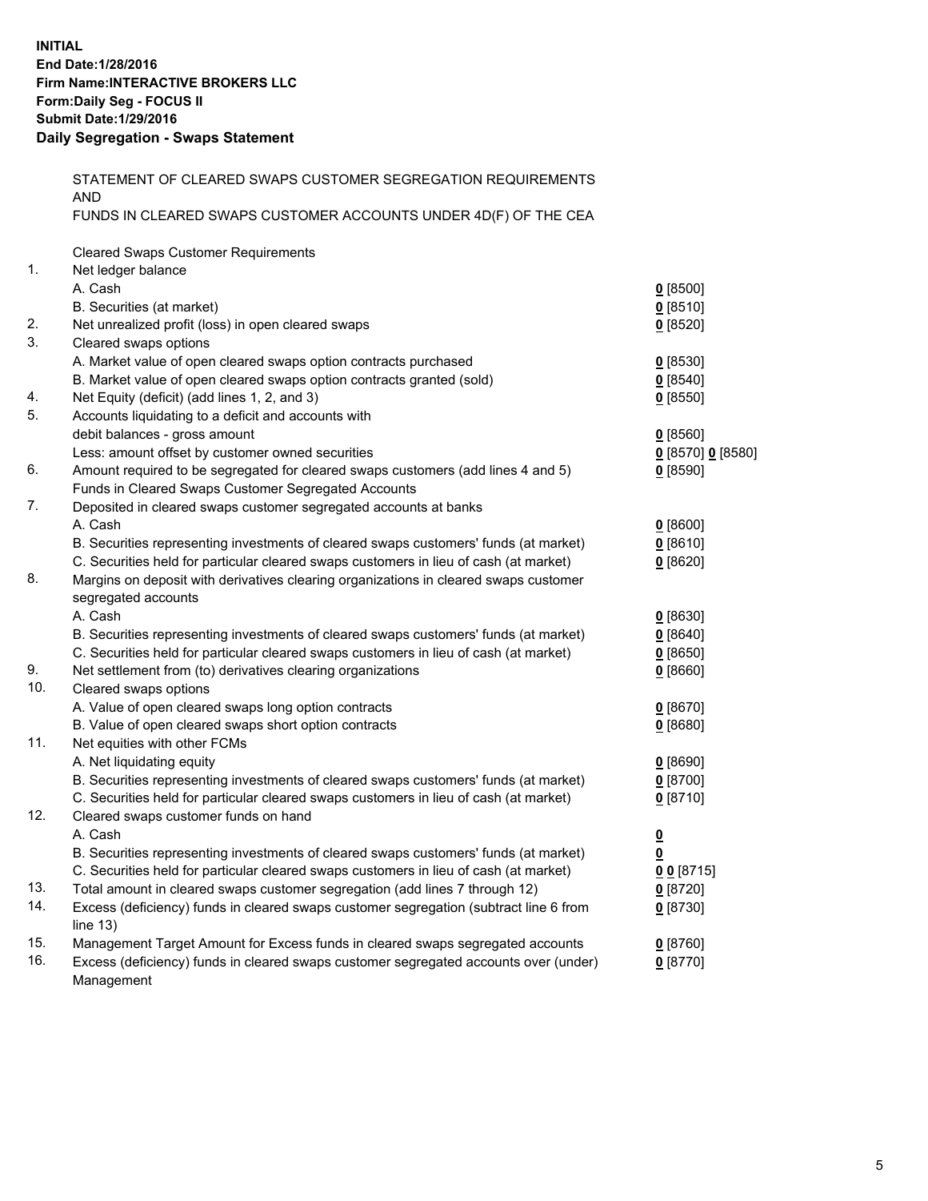**INITIAL**
**End Date:1/28/2016**
**Firm Name:INTERACTIVE BROKERS LLC**
**Form:Daily Seg - FOCUS II**
**Submit Date:1/29/2016**
**Daily Segregation - Swaps Statement**

STATEMENT OF CLEARED SWAPS CUSTOMER SEGREGATION REQUIREMENTS AND FUNDS IN CLEARED SWAPS CUSTOMER ACCOUNTS UNDER 4D(F) OF THE CEA

| | | |
|---|---|---|
| | Cleared Swaps Customer Requirements | |
| 1. | Net ledger balance | |
| | A. Cash | 0 [8500] |
| | B. Securities (at market) | 0 [8510] |
| 2. | Net unrealized profit (loss) in open cleared swaps | 0 [8520] |
| 3. | Cleared swaps options | |
| | A. Market value of open cleared swaps option contracts purchased | 0 [8530] |
| | B. Market value of open cleared swaps option contracts granted (sold) | 0 [8540] |
| 4. | Net Equity (deficit) (add lines 1, 2, and 3) | 0 [8550] |
| 5. | Accounts liquidating to a deficit and accounts with debit balances - gross amount | 0 [8560] |
| | Less: amount offset by customer owned securities | 0 [8570] 0 [8580] |
| 6. | Amount required to be segregated for cleared swaps customers (add lines 4 and 5) | 0 [8590] |
| | Funds in Cleared Swaps Customer Segregated Accounts | |
| 7. | Deposited in cleared swaps customer segregated accounts at banks | |
| | A. Cash | 0 [8600] |
| | B. Securities representing investments of cleared swaps customers' funds (at market) | 0 [8610] |
| | C. Securities held for particular cleared swaps customers in lieu of cash (at market) | 0 [8620] |
| 8. | Margins on deposit with derivatives clearing organizations in cleared swaps customer segregated accounts | |
| | A. Cash | 0 [8630] |
| | B. Securities representing investments of cleared swaps customers' funds (at market) | 0 [8640] |
| | C. Securities held for particular cleared swaps customers in lieu of cash (at market) | 0 [8650] |
| 9. | Net settlement from (to) derivatives clearing organizations | 0 [8660] |
| 10. | Cleared swaps options | |
| | A. Value of open cleared swaps long option contracts | 0 [8670] |
| | B. Value of open cleared swaps short option contracts | 0 [8680] |
| 11. | Net equities with other FCMs | |
| | A. Net liquidating equity | 0 [8690] |
| | B. Securities representing investments of cleared swaps customers' funds (at market) | 0 [8700] |
| | C. Securities held for particular cleared swaps customers in lieu of cash (at market) | 0 [8710] |
| 12. | Cleared swaps customer funds on hand | |
| | A. Cash | 0 |
| | B. Securities representing investments of cleared swaps customers' funds (at market) | 0 |
| | C. Securities held for particular cleared swaps customers in lieu of cash (at market) | 0 0 [8715] |
| 13. | Total amount in cleared swaps customer segregation (add lines 7 through 12) | 0 [8720] |
| 14. | Excess (deficiency) funds in cleared swaps customer segregation (subtract line 6 from line 13) | 0 [8730] |
| 15. | Management Target Amount for Excess funds in cleared swaps segregated accounts | 0 [8760] |
| 16. | Excess (deficiency) funds in cleared swaps customer segregated accounts over (under) Management | 0 [8770] |